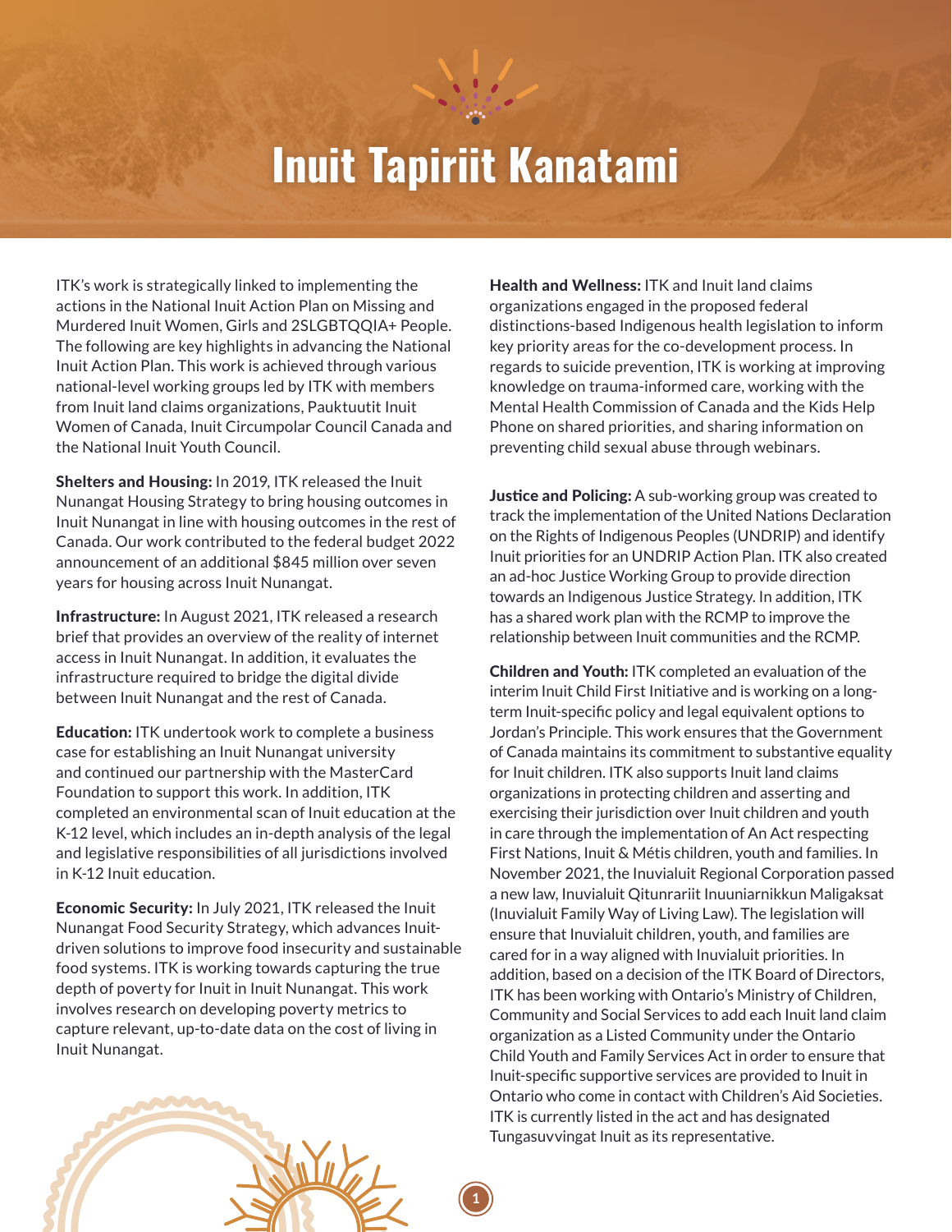# Inuit Tapiriit Kanatami

ITK's work is strategically linked to implementing the actions in the National Inuit Action Plan on Missing and Murdered Inuit Women, Girls and 2SLGBTQQIA+ People. The following are key highlights in advancing the National Inuit Action Plan. This work is achieved through various national-level working groups led by ITK with members from Inuit land claims organizations, Pauktuutit Inuit Women of Canada, Inuit Circumpolar Council Canada and the National Inuit Youth Council.

**Shelters and Housing:** In 2019, ITK released the Inuit Nunangat Housing Strategy to bring housing outcomes in Inuit Nunangat in line with housing outcomes in the rest of Canada. Our work contributed to the federal budget 2022 announcement of an additional $845 million over seven years for housing across Inuit Nunangat.

**Infrastructure:** In August 2021, ITK released a research brief that provides an overview of the reality of internet access in Inuit Nunangat. In addition, it evaluates the infrastructure required to bridge the digital divide between Inuit Nunangat and the rest of Canada.

**Education:** ITK undertook work to complete a business case for establishing an Inuit Nunangat university and continued our partnership with the MasterCard Foundation to support this work. In addition, ITK completed an environmental scan of Inuit education at the K-12 level, which includes an in-depth analysis of the legal and legislative responsibilities of all jurisdictions involved in K-12 Inuit education.

**Economic Security:** In July 2021, ITK released the Inuit Nunangat Food Security Strategy, which advances Inuit-driven solutions to improve food insecurity and sustainable food systems. ITK is working towards capturing the true depth of poverty for Inuit in Inuit Nunangat. This work involves research on developing poverty metrics to capture relevant, up-to-date data on the cost of living in Inuit Nunangat.

**Health and Wellness:** ITK and Inuit land claims organizations engaged in the proposed federal distinctions-based Indigenous health legislation to inform key priority areas for the co-development process. In regards to suicide prevention, ITK is working at improving knowledge on trauma-informed care, working with the Mental Health Commission of Canada and the Kids Help Phone on shared priorities, and sharing information on preventing child sexual abuse through webinars.

**Justice and Policing:** A sub-working group was created to track the implementation of the United Nations Declaration on the Rights of Indigenous Peoples (UNDRIP) and identify Inuit priorities for an UNDRIP Action Plan. ITK also created an ad-hoc Justice Working Group to provide direction towards an Indigenous Justice Strategy. In addition, ITK has a shared work plan with the RCMP to improve the relationship between Inuit communities and the RCMP.

**Children and Youth:** ITK completed an evaluation of the interim Inuit Child First Initiative and is working on a long-term Inuit-specific policy and legal equivalent options to Jordan's Principle. This work ensures that the Government of Canada maintains its commitment to substantive equality for Inuit children. ITK also supports Inuit land claims organizations in protecting children and asserting and exercising their jurisdiction over Inuit children and youth in care through the implementation of An Act respecting First Nations, Inuit & Métis children, youth and families. In November 2021, the Inuvialuit Regional Corporation passed a new law, Inuvialuit Qitunrariit Inuuniarnikkun Maligaksat (Inuvialuit Family Way of Living Law). The legislation will ensure that Inuvialuit children, youth, and families are cared for in a way aligned with Inuvialuit priorities. In addition, based on a decision of the ITK Board of Directors, ITK has been working with Ontario's Ministry of Children, Community and Social Services to add each Inuit land claim organization as a Listed Community under the Ontario Child Youth and Family Services Act in order to ensure that Inuit-specific supportive services are provided to Inuit in Ontario who come in contact with Children's Aid Societies. ITK is currently listed in the act and has designated Tungasuvvingat Inuit as its representative.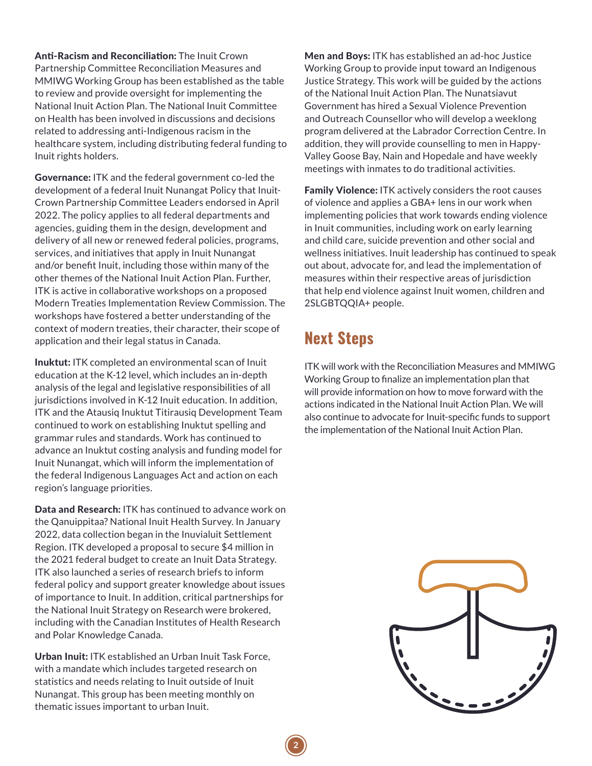**Anti-Racism and Reconciliation:** The Inuit Crown Partnership Committee Reconciliation Measures and MMIWG Working Group has been established as the table to review and provide oversight for implementing the National Inuit Action Plan. The National Inuit Committee on Health has been involved in discussions and decisions related to addressing anti-Indigenous racism in the healthcare system, including distributing federal funding to Inuit rights holders.

**Governance:** ITK and the federal government co-led the development of a federal Inuit Nunangat Policy that Inuit-Crown Partnership Committee Leaders endorsed in April 2022. The policy applies to all federal departments and agencies, guiding them in the design, development and delivery of all new or renewed federal policies, programs, services, and initiatives that apply in Inuit Nunangat and/or benefit Inuit, including those within many of the other themes of the National Inuit Action Plan. Further, ITK is active in collaborative workshops on a proposed Modern Treaties Implementation Review Commission. The workshops have fostered a better understanding of the context of modern treaties, their character, their scope of application and their legal status in Canada.

**Inuktut:** ITK completed an environmental scan of Inuit education at the K-12 level, which includes an in-depth analysis of the legal and legislative responsibilities of all jurisdictions involved in K-12 Inuit education. In addition, ITK and the Atausiq Inuktut Titirausiq Development Team continued to work on establishing Inuktut spelling and grammar rules and standards. Work has continued to advance an Inuktut costing analysis and funding model for Inuit Nunangat, which will inform the implementation of the federal Indigenous Languages Act and action on each region's language priorities.

**Data and Research:** ITK has continued to advance work on the Qanuippitaa? National Inuit Health Survey. In January 2022, data collection began in the Inuvialuit Settlement Region. ITK developed a proposal to secure $4 million in the 2021 federal budget to create an Inuit Data Strategy. ITK also launched a series of research briefs to inform federal policy and support greater knowledge about issues of importance to Inuit. In addition, critical partnerships for the National Inuit Strategy on Research were brokered, including with the Canadian Institutes of Health Research and Polar Knowledge Canada.

**Urban Inuit:** ITK established an Urban Inuit Task Force, with a mandate which includes targeted research on statistics and needs relating to Inuit outside of Inuit Nunangat. This group has been meeting monthly on thematic issues important to urban Inuit.

**Men and Boys:** ITK has established an ad-hoc Justice Working Group to provide input toward an Indigenous Justice Strategy. This work will be guided by the actions of the National Inuit Action Plan. The Nunatsiavut Government has hired a Sexual Violence Prevention and Outreach Counsellor who will develop a weeklong program delivered at the Labrador Correction Centre. In addition, they will provide counselling to men in Happy-Valley Goose Bay, Nain and Hopedale and have weekly meetings with inmates to do traditional activities.

**Family Violence:** ITK actively considers the root causes of violence and applies a GBA+ lens in our work when implementing policies that work towards ending violence in Inuit communities, including work on early learning and child care, suicide prevention and other social and wellness initiatives. Inuit leadership has continued to speak out about, advocate for, and lead the implementation of measures within their respective areas of jurisdiction that help end violence against Inuit women, children and 2SLGBTQQIA+ people.

## Next Steps

ITK will work with the Reconciliation Measures and MMIWG Working Group to finalize an implementation plan that will provide information on how to move forward with the actions indicated in the National Inuit Action Plan. We will also continue to advocate for Inuit-specific funds to support the implementation of the National Inuit Action Plan.